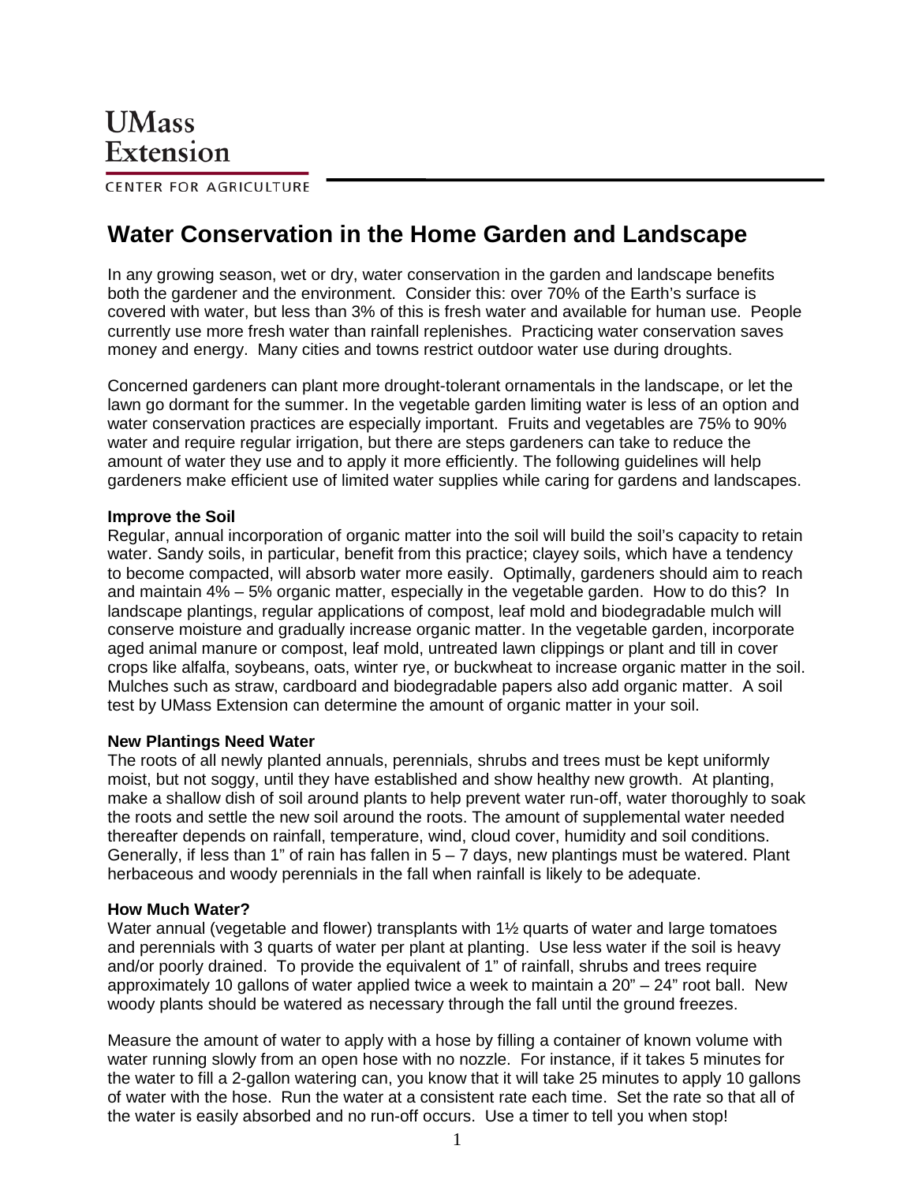UMass
Extension

CENTER FOR AGRICULTURE

# Water Conservation in the Home Garden and Landscape

In any growing season, wet or dry, water conservation in the garden and landscape benefits both the gardener and the environment. Consider this: over 70% of the Earth's surface is covered with water, but less than 3% of this is fresh water and available for human use. People currently use more fresh water than rainfall replenishes. Practicing water conservation saves money and energy. Many cities and towns restrict outdoor water use during droughts.

Concerned gardeners can plant more drought-tolerant ornamentals in the landscape, or let the lawn go dormant for the summer. In the vegetable garden limiting water is less of an option and water conservation practices are especially important. Fruits and vegetables are 75% to 90% water and require regular irrigation, but there are steps gardeners can take to reduce the amount of water they use and to apply it more efficiently. The following guidelines will help gardeners make efficient use of limited water supplies while caring for gardens and landscapes.

**Improve the Soil**

Regular, annual incorporation of organic matter into the soil will build the soil's capacity to retain water. Sandy soils, in particular, benefit from this practice; clayey soils, which have a tendency to become compacted, will absorb water more easily. Optimally, gardeners should aim to reach and maintain 4% – 5% organic matter, especially in the vegetable garden. How to do this? In landscape plantings, regular applications of compost, leaf mold and biodegradable mulch will conserve moisture and gradually increase organic matter. In the vegetable garden, incorporate aged animal manure or compost, leaf mold, untreated lawn clippings or plant and till in cover crops like alfalfa, soybeans, oats, winter rye, or buckwheat to increase organic matter in the soil. Mulches such as straw, cardboard and biodegradable papers also add organic matter. A soil test by UMass Extension can determine the amount of organic matter in your soil.

**New Plantings Need Water**

The roots of all newly planted annuals, perennials, shrubs and trees must be kept uniformly moist, but not soggy, until they have established and show healthy new growth. At planting, make a shallow dish of soil around plants to help prevent water run-off, water thoroughly to soak the roots and settle the new soil around the roots. The amount of supplemental water needed thereafter depends on rainfall, temperature, wind, cloud cover, humidity and soil conditions. Generally, if less than 1" of rain has fallen in 5 – 7 days, new plantings must be watered. Plant herbaceous and woody perennials in the fall when rainfall is likely to be adequate.

**How Much Water?**

Water annual (vegetable and flower) transplants with 1½ quarts of water and large tomatoes and perennials with 3 quarts of water per plant at planting. Use less water if the soil is heavy and/or poorly drained. To provide the equivalent of 1" of rainfall, shrubs and trees require approximately 10 gallons of water applied twice a week to maintain a 20" – 24" root ball. New woody plants should be watered as necessary through the fall until the ground freezes.

Measure the amount of water to apply with a hose by filling a container of known volume with water running slowly from an open hose with no nozzle. For instance, if it takes 5 minutes for the water to fill a 2-gallon watering can, you know that it will take 25 minutes to apply 10 gallons of water with the hose. Run the water at a consistent rate each time. Set the rate so that all of the water is easily absorbed and no run-off occurs. Use a timer to tell you when stop!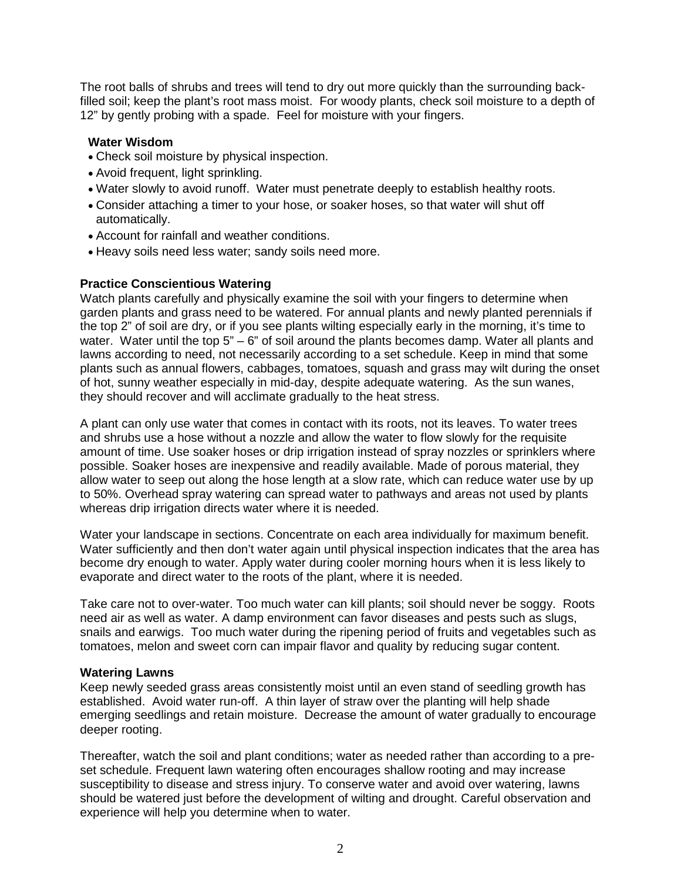The root balls of shrubs and trees will tend to dry out more quickly than the surrounding back-filled soil; keep the plant's root mass moist. For woody plants, check soil moisture to a depth of 12" by gently probing with a spade. Feel for moisture with your fingers.

**Water Wisdom**

- Check soil moisture by physical inspection.
- Avoid frequent, light sprinkling.
- Water slowly to avoid runoff. Water must penetrate deeply to establish healthy roots.
- Consider attaching a timer to your hose, or soaker hoses, so that water will shut off automatically.
- Account for rainfall and weather conditions.
- Heavy soils need less water; sandy soils need more.

**Practice Conscientious Watering**

Watch plants carefully and physically examine the soil with your fingers to determine when garden plants and grass need to be watered. For annual plants and newly planted perennials if the top 2" of soil are dry, or if you see plants wilting especially early in the morning, it's time to water. Water until the top 5" – 6" of soil around the plants becomes damp. Water all plants and lawns according to need, not necessarily according to a set schedule. Keep in mind that some plants such as annual flowers, cabbages, tomatoes, squash and grass may wilt during the onset of hot, sunny weather especially in mid-day, despite adequate watering. As the sun wanes, they should recover and will acclimate gradually to the heat stress.

A plant can only use water that comes in contact with its roots, not its leaves. To water trees and shrubs use a hose without a nozzle and allow the water to flow slowly for the requisite amount of time. Use soaker hoses or drip irrigation instead of spray nozzles or sprinklers where possible. Soaker hoses are inexpensive and readily available. Made of porous material, they allow water to seep out along the hose length at a slow rate, which can reduce water use by up to 50%. Overhead spray watering can spread water to pathways and areas not used by plants whereas drip irrigation directs water where it is needed.

Water your landscape in sections. Concentrate on each area individually for maximum benefit. Water sufficiently and then don't water again until physical inspection indicates that the area has become dry enough to water. Apply water during cooler morning hours when it is less likely to evaporate and direct water to the roots of the plant, where it is needed.

Take care not to over-water. Too much water can kill plants; soil should never be soggy. Roots need air as well as water. A damp environment can favor diseases and pests such as slugs, snails and earwigs. Too much water during the ripening period of fruits and vegetables such as tomatoes, melon and sweet corn can impair flavor and quality by reducing sugar content.

**Watering Lawns**

Keep newly seeded grass areas consistently moist until an even stand of seedling growth has established. Avoid water run-off. A thin layer of straw over the planting will help shade emerging seedlings and retain moisture. Decrease the amount of water gradually to encourage deeper rooting.

Thereafter, watch the soil and plant conditions; water as needed rather than according to a pre-set schedule. Frequent lawn watering often encourages shallow rooting and may increase susceptibility to disease and stress injury. To conserve water and avoid over watering, lawns should be watered just before the development of wilting and drought. Careful observation and experience will help you determine when to water.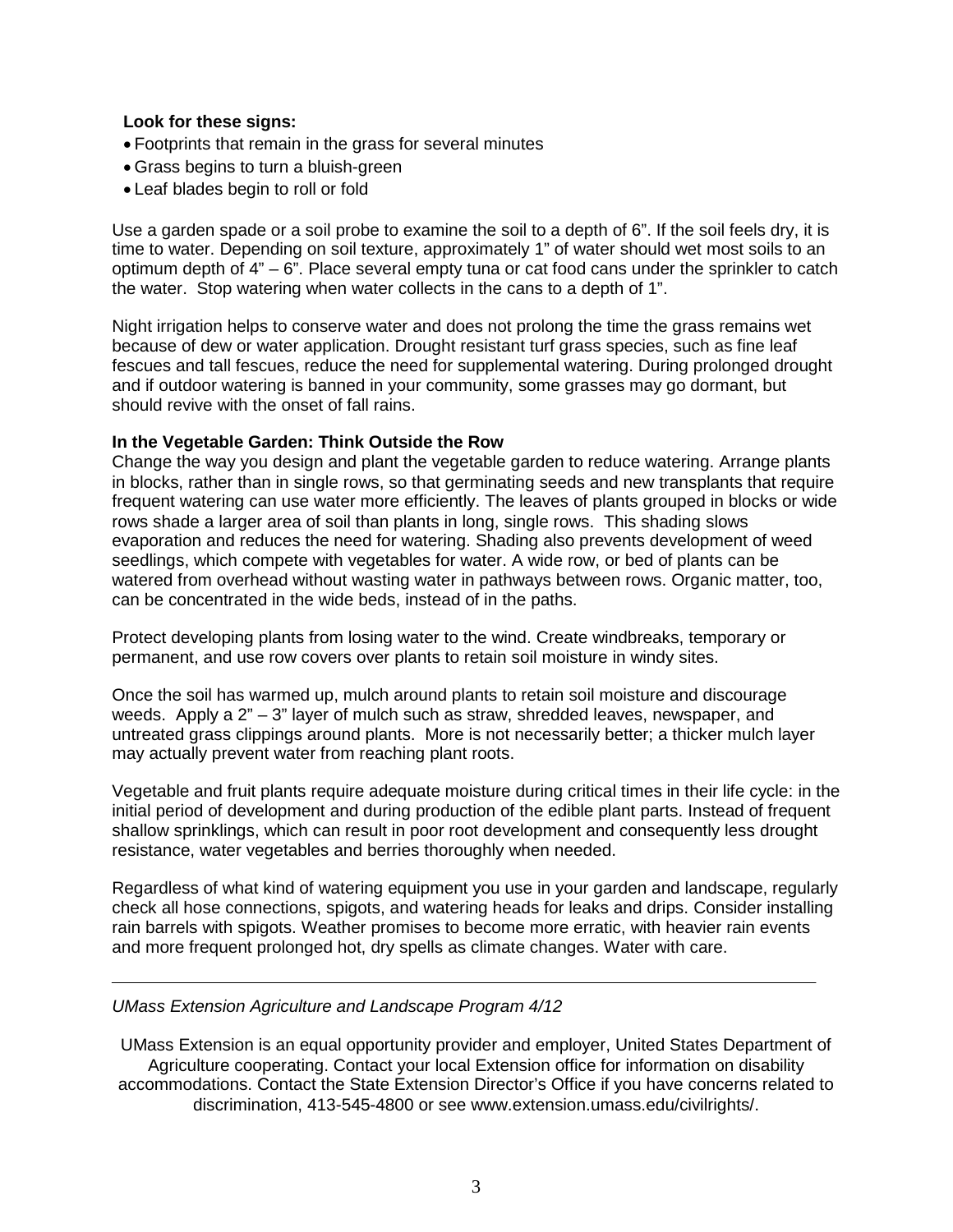**Look for these signs:**

- Footprints that remain in the grass for several minutes
- Grass begins to turn a bluish-green
- Leaf blades begin to roll or fold

Use a garden spade or a soil probe to examine the soil to a depth of 6". If the soil feels dry, it is time to water. Depending on soil texture, approximately 1" of water should wet most soils to an optimum depth of 4" – 6". Place several empty tuna or cat food cans under the sprinkler to catch the water. Stop watering when water collects in the cans to a depth of 1".

Night irrigation helps to conserve water and does not prolong the time the grass remains wet because of dew or water application. Drought resistant turf grass species, such as fine leaf fescues and tall fescues, reduce the need for supplemental watering. During prolonged drought and if outdoor watering is banned in your community, some grasses may go dormant, but should revive with the onset of fall rains.

**In the Vegetable Garden: Think Outside the Row**

Change the way you design and plant the vegetable garden to reduce watering. Arrange plants in blocks, rather than in single rows, so that germinating seeds and new transplants that require frequent watering can use water more efficiently. The leaves of plants grouped in blocks or wide rows shade a larger area of soil than plants in long, single rows. This shading slows evaporation and reduces the need for watering. Shading also prevents development of weed seedlings, which compete with vegetables for water. A wide row, or bed of plants can be watered from overhead without wasting water in pathways between rows. Organic matter, too, can be concentrated in the wide beds, instead of in the paths.

Protect developing plants from losing water to the wind. Create windbreaks, temporary or permanent, and use row covers over plants to retain soil moisture in windy sites.

Once the soil has warmed up, mulch around plants to retain soil moisture and discourage weeds. Apply a 2" – 3" layer of mulch such as straw, shredded leaves, newspaper, and untreated grass clippings around plants. More is not necessarily better; a thicker mulch layer may actually prevent water from reaching plant roots.

Vegetable and fruit plants require adequate moisture during critical times in their life cycle: in the initial period of development and during production of the edible plant parts. Instead of frequent shallow sprinklings, which can result in poor root development and consequently less drought resistance, water vegetables and berries thoroughly when needed.

Regardless of what kind of watering equipment you use in your garden and landscape, regularly check all hose connections, spigots, and watering heads for leaks and drips. Consider installing rain barrels with spigots. Weather promises to become more erratic, with heavier rain events and more frequent prolonged hot, dry spells as climate changes. Water with care.

---

*UMass Extension Agriculture and Landscape Program 4/12*

UMass Extension is an equal opportunity provider and employer, United States Department of Agriculture cooperating. Contact your local Extension office for information on disability accommodations. Contact the State Extension Director's Office if you have concerns related to discrimination, 413-545-4800 or see www.extension.umass.edu/civilrights/.